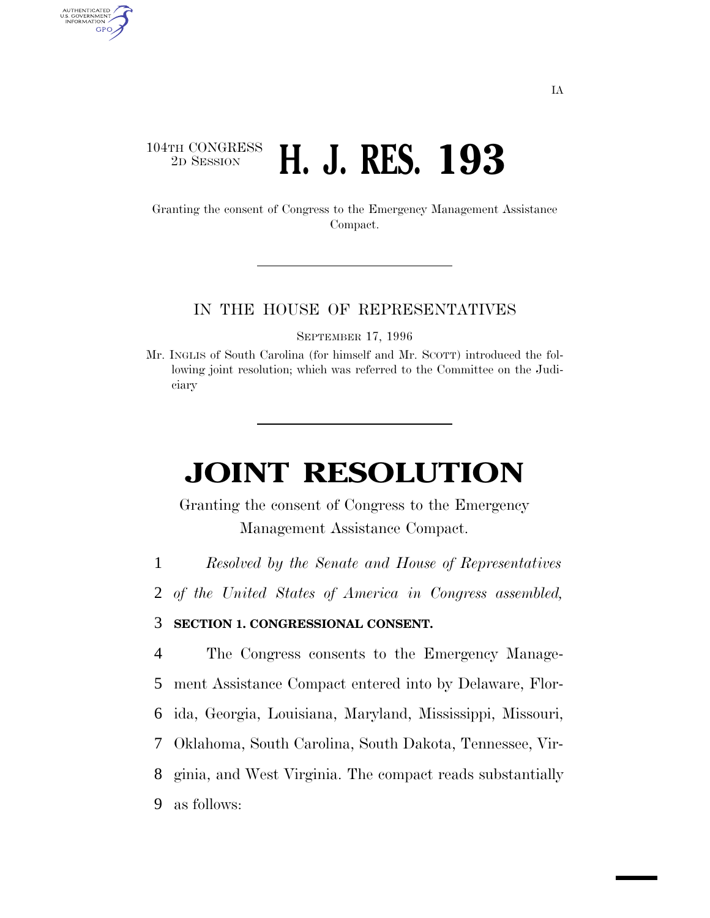IA

104TH CONGRESS
2D SESSION

# H. J. RES. 193

Granting the consent of Congress to the Emergency Management Assistance Compact.

---

IN THE HOUSE OF REPRESENTATIVES

SEPTEMBER 17, 1996

Mr. INGLIS of South Carolina (for himself and Mr. SCOTT) introduced the following joint resolution; which was referred to the Committee on the Judiciary

---

# JOINT RESOLUTION

Granting the consent of Congress to the Emergency Management Assistance Compact.

*Resolved by the Senate and House of Representatives of the United States of America in Congress assembled,*

**SECTION 1. CONGRESSIONAL CONSENT.**

The Congress consents to the Emergency Management Assistance Compact entered into by Delaware, Florida, Georgia, Louisiana, Maryland, Mississippi, Missouri, Oklahoma, South Carolina, South Dakota, Tennessee, Virginia, and West Virginia. The compact reads substantially as follows: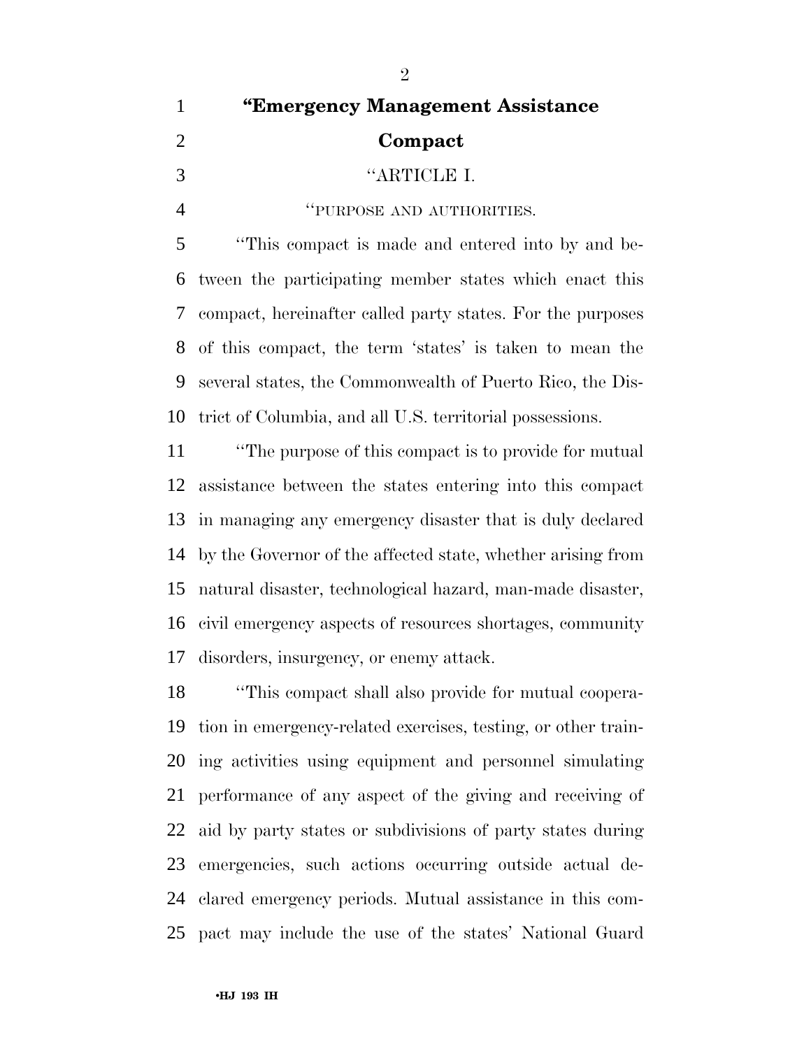# "Emergency Management Assistance Compact

## "ARTICLE I.

### "PURPOSE AND AUTHORITIES.

"This compact is made and entered into by and between the participating member states which enact this compact, hereinafter called party states. For the purposes of this compact, the term 'states' is taken to mean the several states, the Commonwealth of Puerto Rico, the District of Columbia, and all U.S. territorial possessions.

"The purpose of this compact is to provide for mutual assistance between the states entering into this compact in managing any emergency disaster that is duly declared by the Governor of the affected state, whether arising from natural disaster, technological hazard, man-made disaster, civil emergency aspects of resources shortages, community disorders, insurgency, or enemy attack.

"This compact shall also provide for mutual cooperation in emergency-related exercises, testing, or other training activities using equipment and personnel simulating performance of any aspect of the giving and receiving of aid by party states or subdivisions of party states during emergencies, such actions occurring outside actual declared emergency periods. Mutual assistance in this compact may include the use of the states' National Guard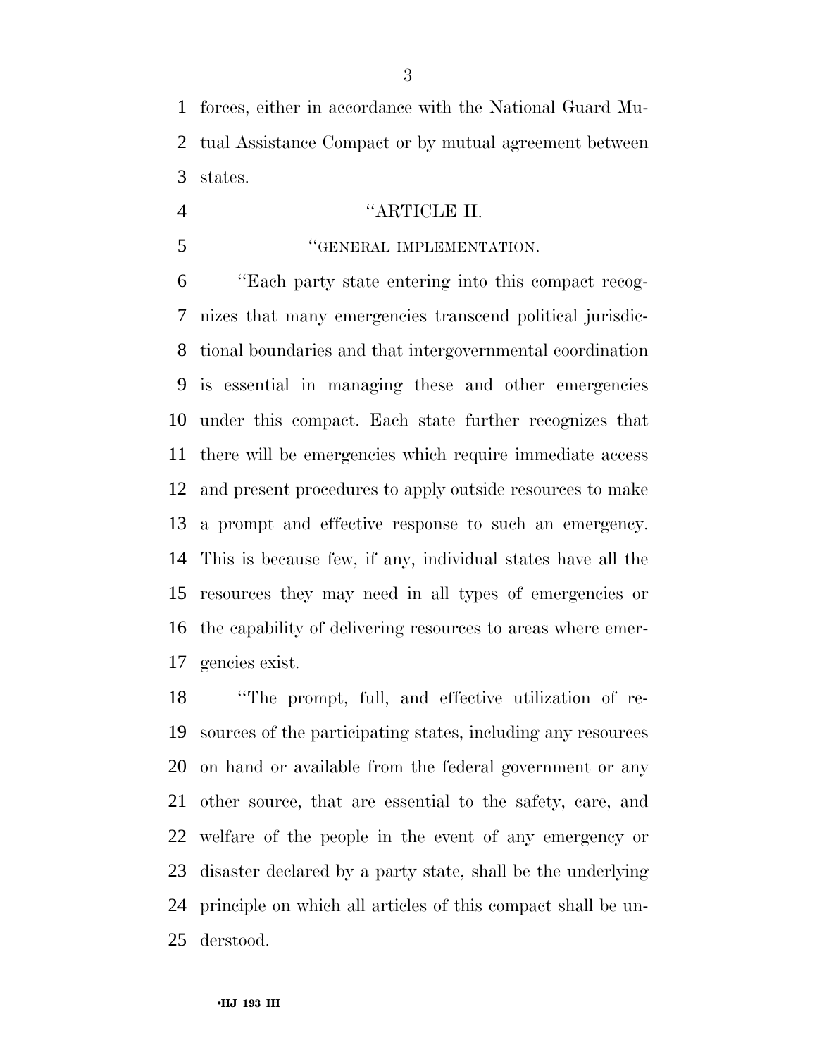forces, either in accordance with the National Guard Mutual Assistance Compact or by mutual agreement between states.

"ARTICLE II.

"GENERAL IMPLEMENTATION.

"Each party state entering into this compact recognizes that many emergencies transcend political jurisdictional boundaries and that intergovernmental coordination is essential in managing these and other emergencies under this compact. Each state further recognizes that there will be emergencies which require immediate access and present procedures to apply outside resources to make a prompt and effective response to such an emergency. This is because few, if any, individual states have all the resources they may need in all types of emergencies or the capability of delivering resources to areas where emergencies exist.

"The prompt, full, and effective utilization of resources of the participating states, including any resources on hand or available from the federal government or any other source, that are essential to the safety, care, and welfare of the people in the event of any emergency or disaster declared by a party state, shall be the underlying principle on which all articles of this compact shall be understood.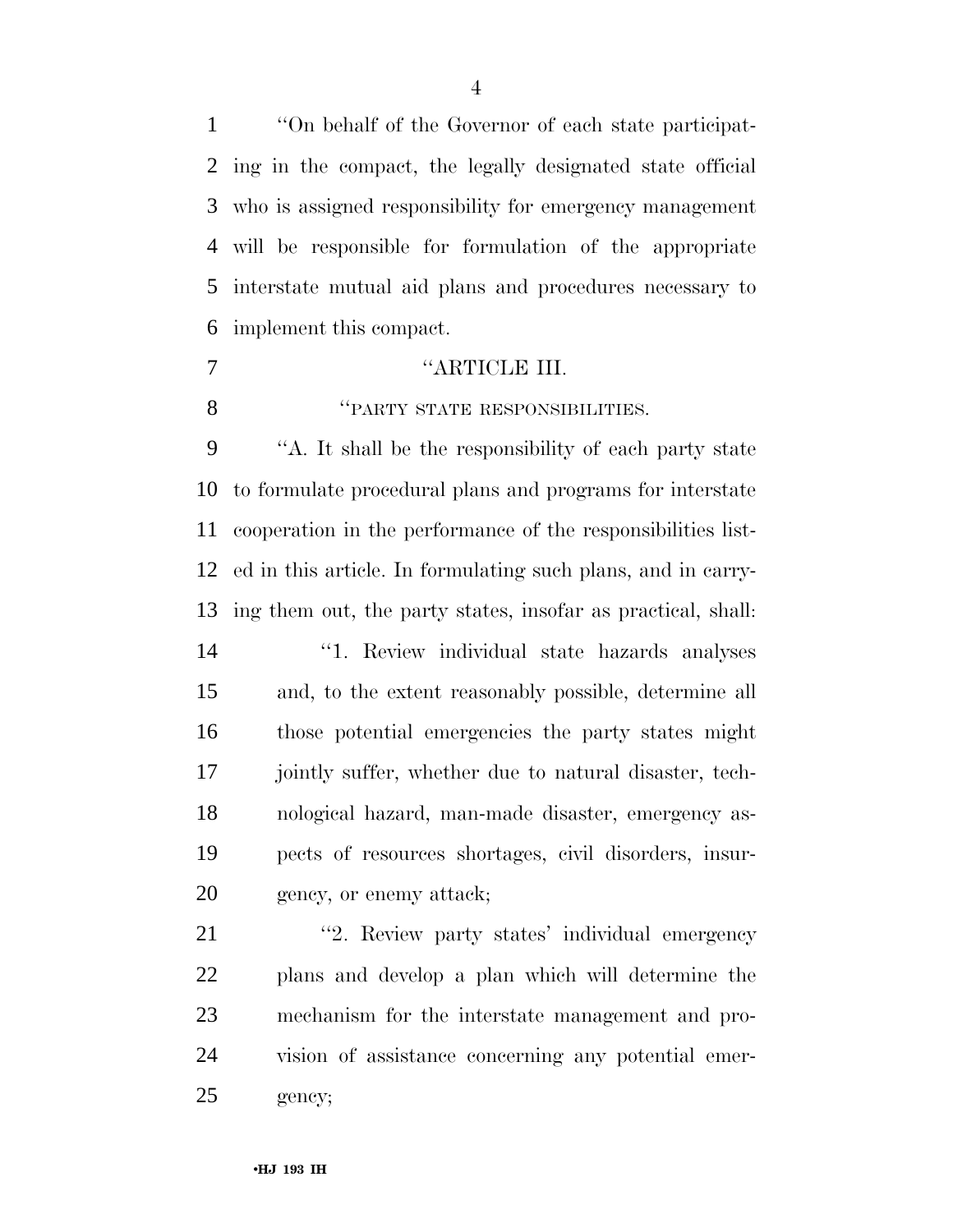"On behalf of the Governor of each state participating in the compact, the legally designated state official who is assigned responsibility for emergency management will be responsible for formulation of the appropriate interstate mutual aid plans and procedures necessary to implement this compact.

"ARTICLE III.

"PARTY STATE RESPONSIBILITIES.

"A. It shall be the responsibility of each party state to formulate procedural plans and programs for interstate cooperation in the performance of the responsibilities listed in this article. In formulating such plans, and in carrying them out, the party states, insofar as practical, shall:

"1. Review individual state hazards analyses and, to the extent reasonably possible, determine all those potential emergencies the party states might jointly suffer, whether due to natural disaster, technological hazard, man-made disaster, emergency aspects of resources shortages, civil disorders, insurgency, or enemy attack;

"2. Review party states' individual emergency plans and develop a plan which will determine the mechanism for the interstate management and provision of assistance concerning any potential emergency;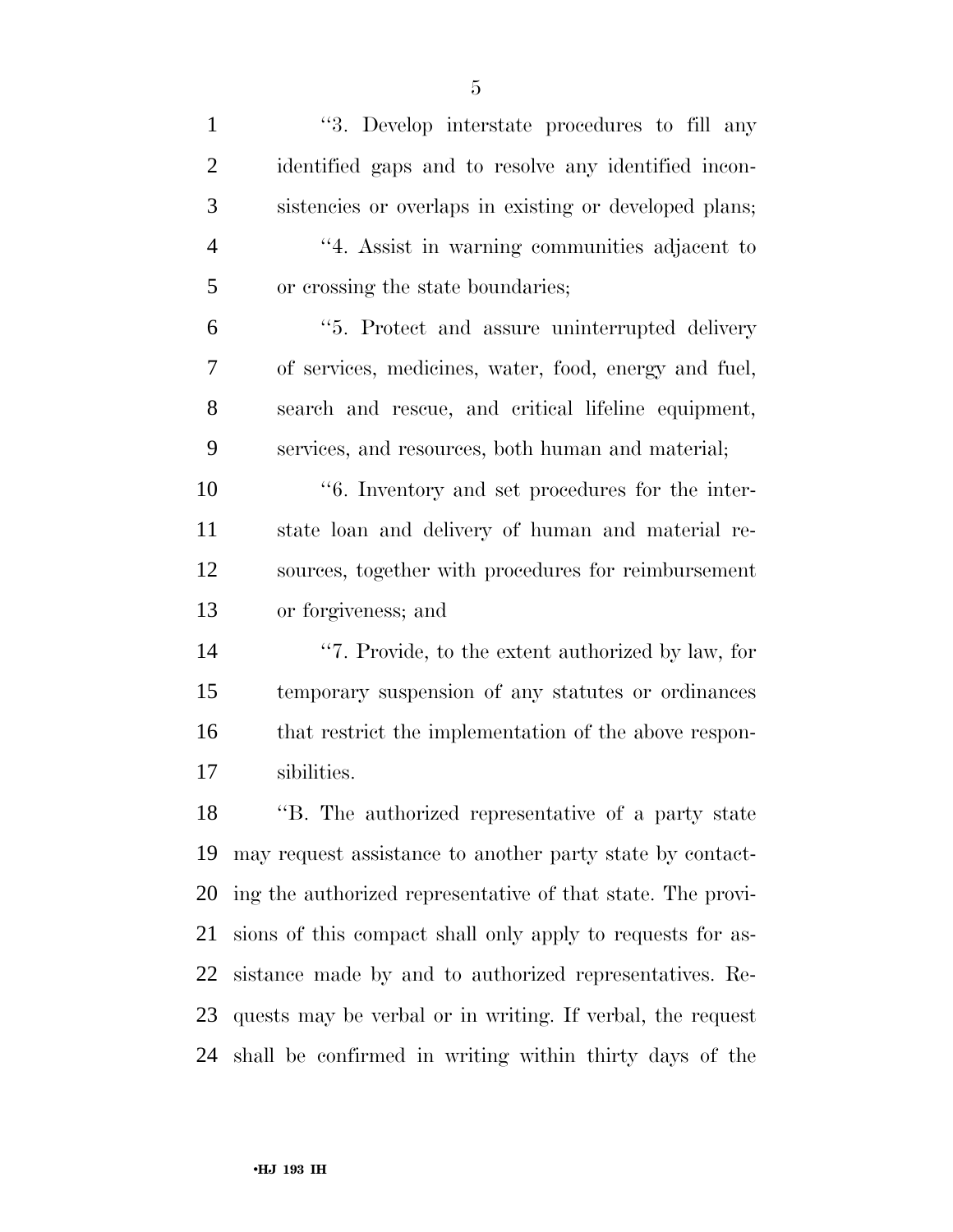"3. Develop interstate procedures to fill any identified gaps and to resolve any identified inconsistencies or overlaps in existing or developed plans;

"4. Assist in warning communities adjacent to or crossing the state boundaries;

"5. Protect and assure uninterrupted delivery of services, medicines, water, food, energy and fuel, search and rescue, and critical lifeline equipment, services, and resources, both human and material;

"6. Inventory and set procedures for the interstate loan and delivery of human and material resources, together with procedures for reimbursement or forgiveness; and

"7. Provide, to the extent authorized by law, for temporary suspension of any statutes or ordinances that restrict the implementation of the above responsibilities.

"B. The authorized representative of a party state may request assistance to another party state by contacting the authorized representative of that state. The provisions of this compact shall only apply to requests for assistance made by and to authorized representatives. Requests may be verbal or in writing. If verbal, the request shall be confirmed in writing within thirty days of the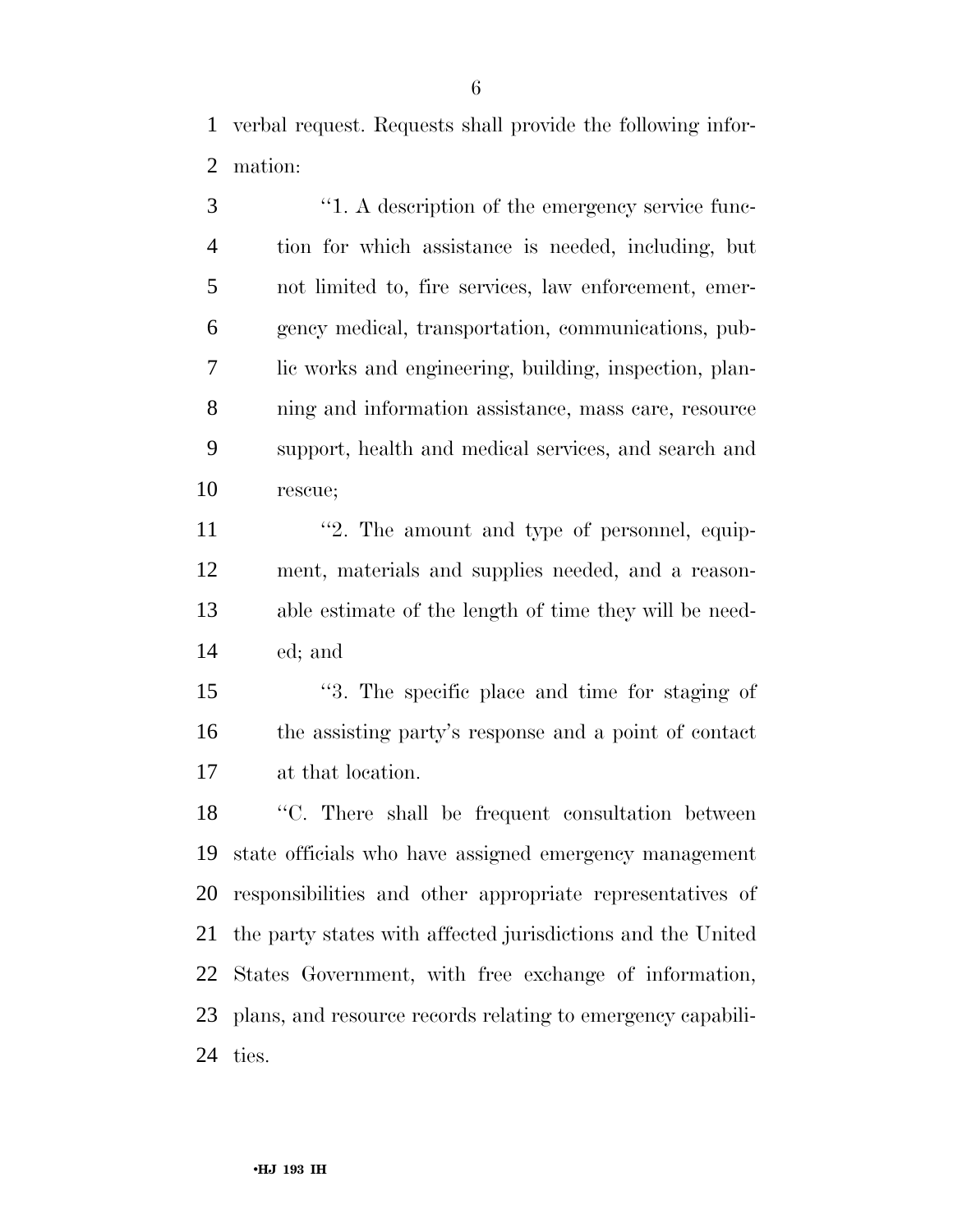verbal request. Requests shall provide the following information:

"1. A description of the emergency service function for which assistance is needed, including, but not limited to, fire services, law enforcement, emergency medical, transportation, communications, public works and engineering, building, inspection, planning and information assistance, mass care, resource support, health and medical services, and search and rescue;

"2. The amount and type of personnel, equipment, materials and supplies needed, and a reasonable estimate of the length of time they will be needed; and

"3. The specific place and time for staging of the assisting party's response and a point of contact at that location.

"C. There shall be frequent consultation between state officials who have assigned emergency management responsibilities and other appropriate representatives of the party states with affected jurisdictions and the United States Government, with free exchange of information, plans, and resource records relating to emergency capabilities.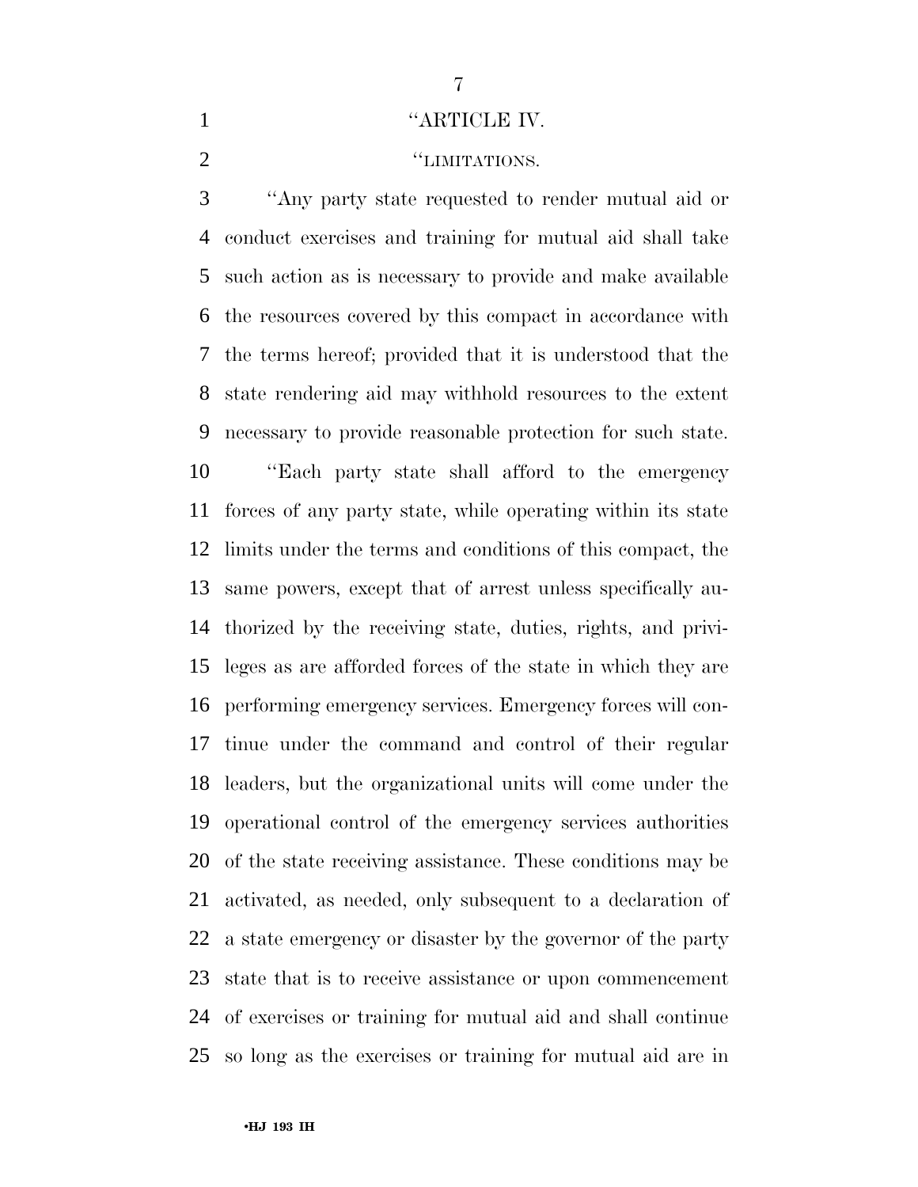"ARTICLE IV.

"LIMITATIONS.

"Any party state requested to render mutual aid or conduct exercises and training for mutual aid shall take such action as is necessary to provide and make available the resources covered by this compact in accordance with the terms hereof; provided that it is understood that the state rendering aid may withhold resources to the extent necessary to provide reasonable protection for such state.

"Each party state shall afford to the emergency forces of any party state, while operating within its state limits under the terms and conditions of this compact, the same powers, except that of arrest unless specifically authorized by the receiving state, duties, rights, and privileges as are afforded forces of the state in which they are performing emergency services. Emergency forces will continue under the command and control of their regular leaders, but the organizational units will come under the operational control of the emergency services authorities of the state receiving assistance. These conditions may be activated, as needed, only subsequent to a declaration of a state emergency or disaster by the governor of the party state that is to receive assistance or upon commencement of exercises or training for mutual aid and shall continue so long as the exercises or training for mutual aid are in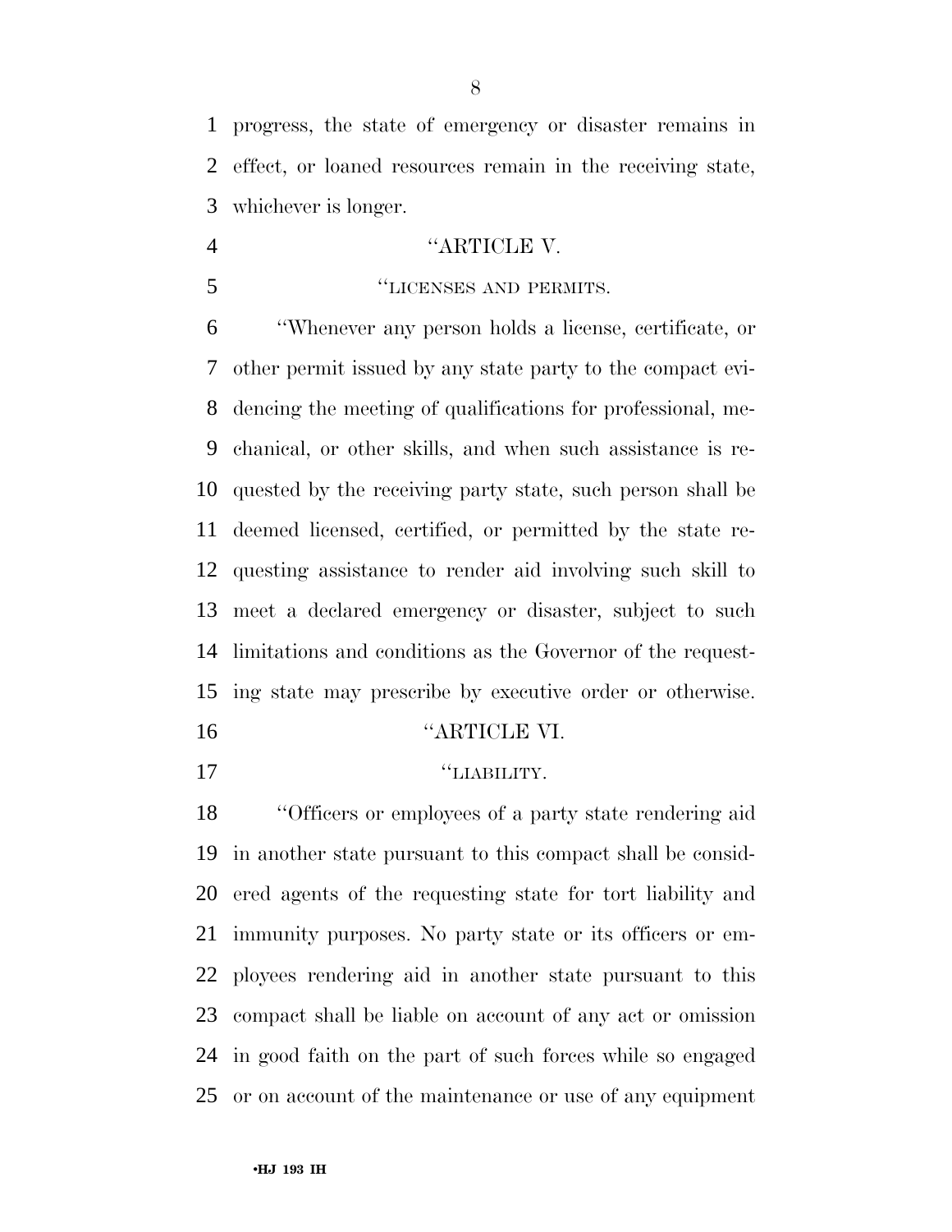progress, the state of emergency or disaster remains in effect, or loaned resources remain in the receiving state, whichever is longer.

"ARTICLE V.

"LICENSES AND PERMITS.

"Whenever any person holds a license, certificate, or other permit issued by any state party to the compact evidencing the meeting of qualifications for professional, mechanical, or other skills, and when such assistance is requested by the receiving party state, such person shall be deemed licensed, certified, or permitted by the state requesting assistance to render aid involving such skill to meet a declared emergency or disaster, subject to such limitations and conditions as the Governor of the requesting state may prescribe by executive order or otherwise.

"ARTICLE VI.

"LIABILITY.

"Officers or employees of a party state rendering aid in another state pursuant to this compact shall be considered agents of the requesting state for tort liability and immunity purposes. No party state or its officers or employees rendering aid in another state pursuant to this compact shall be liable on account of any act or omission in good faith on the part of such forces while so engaged or on account of the maintenance or use of any equipment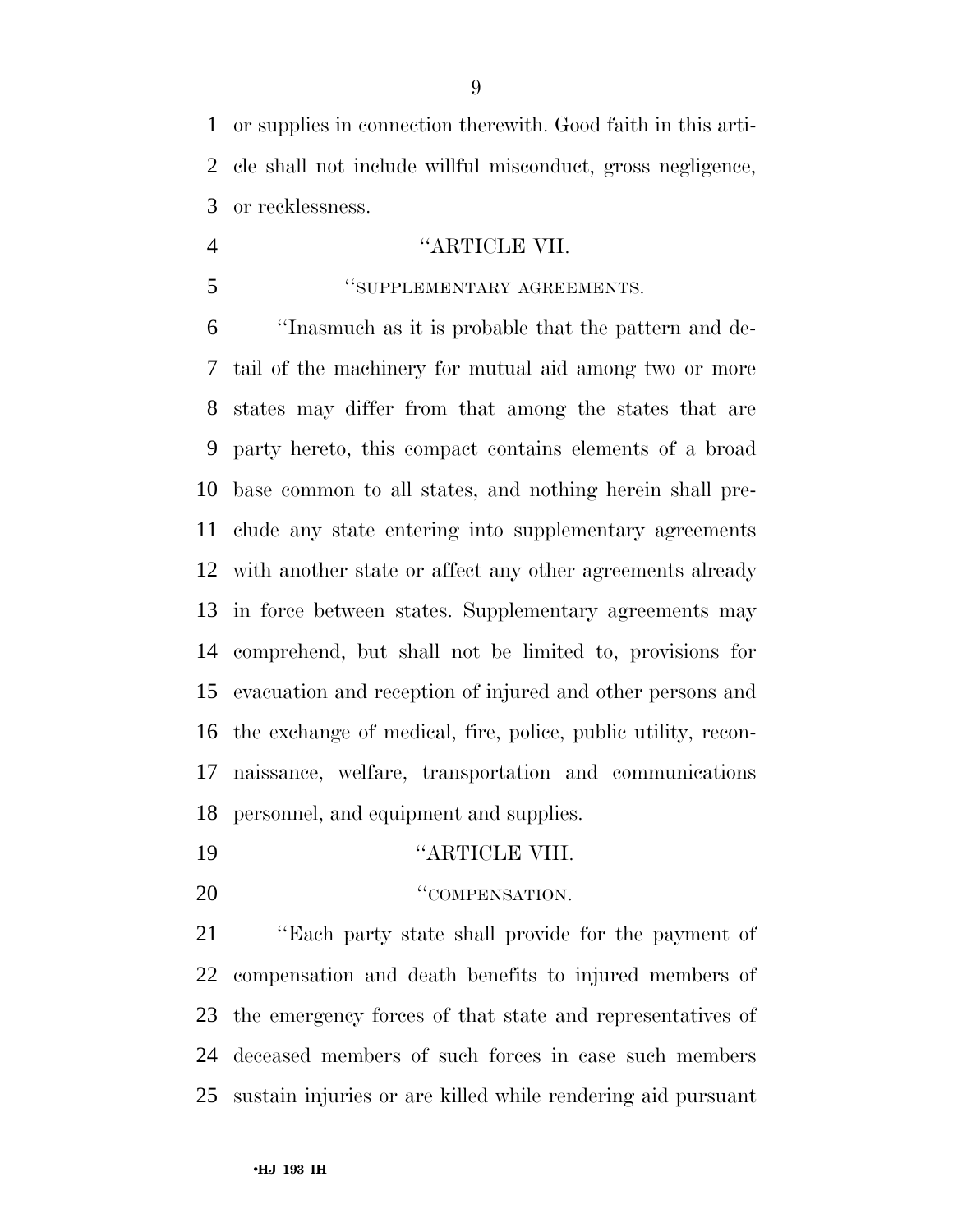or supplies in connection therewith. Good faith in this article shall not include willful misconduct, gross negligence, or recklessness.

"ARTICLE VII.

"SUPPLEMENTARY AGREEMENTS.

"Inasmuch as it is probable that the pattern and detail of the machinery for mutual aid among two or more states may differ from that among the states that are party hereto, this compact contains elements of a broad base common to all states, and nothing herein shall preclude any state entering into supplementary agreements with another state or affect any other agreements already in force between states. Supplementary agreements may comprehend, but shall not be limited to, provisions for evacuation and reception of injured and other persons and the exchange of medical, fire, police, public utility, reconnaissance, welfare, transportation and communications personnel, and equipment and supplies.

"ARTICLE VIII.

"COMPENSATION.

"Each party state shall provide for the payment of compensation and death benefits to injured members of the emergency forces of that state and representatives of deceased members of such forces in case such members sustain injuries or are killed while rendering aid pursuant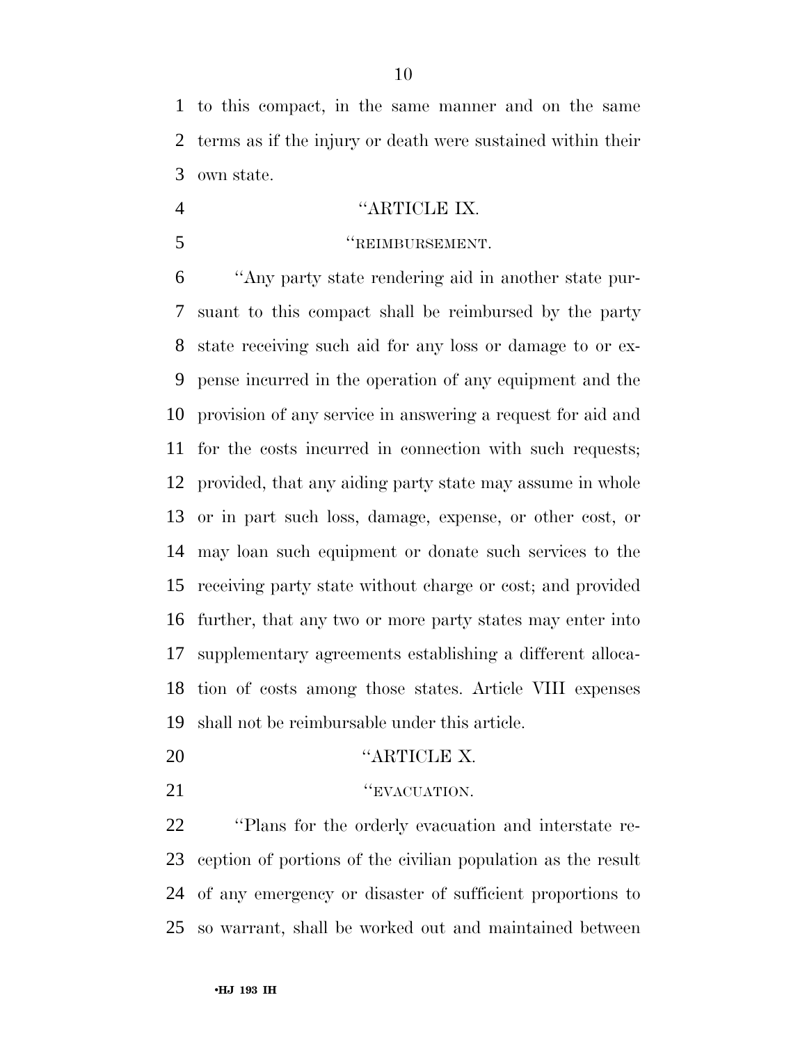to this compact, in the same manner and on the same terms as if the injury or death were sustained within their own state.

### ''ARTICLE IX.

### ''REIMBURSEMENT.

''Any party state rendering aid in another state pursuant to this compact shall be reimbursed by the party state receiving such aid for any loss or damage to or expense incurred in the operation of any equipment and the provision of any service in answering a request for aid and for the costs incurred in connection with such requests; provided, that any aiding party state may assume in whole or in part such loss, damage, expense, or other cost, or may loan such equipment or donate such services to the receiving party state without charge or cost; and provided further, that any two or more party states may enter into supplementary agreements establishing a different allocation of costs among those states. Article VIII expenses shall not be reimbursable under this article.

### ''ARTICLE X.

### ''EVACUATION.

''Plans for the orderly evacuation and interstate reception of portions of the civilian population as the result of any emergency or disaster of sufficient proportions to so warrant, shall be worked out and maintained between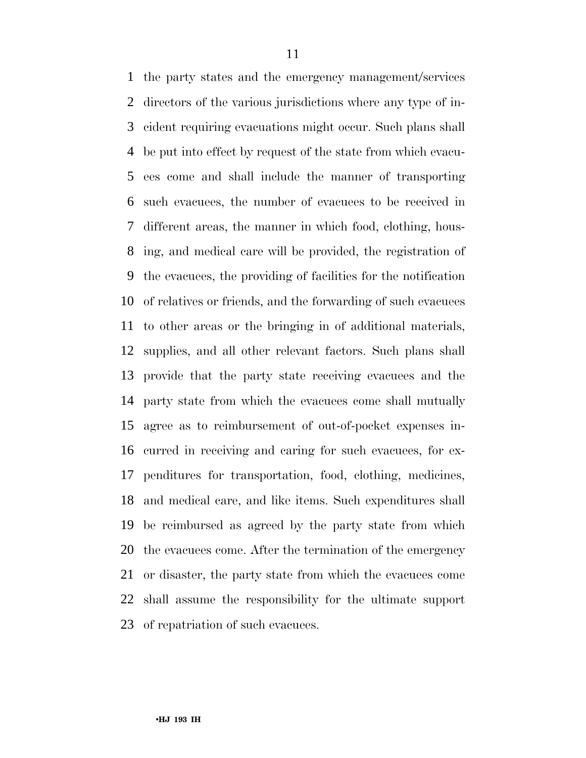the party states and the emergency management/services directors of the various jurisdictions where any type of incident requiring evacuations might occur. Such plans shall be put into effect by request of the state from which evacuees come and shall include the manner of transporting such evacuees, the number of evacuees to be received in different areas, the manner in which food, clothing, housing, and medical care will be provided, the registration of the evacuees, the providing of facilities for the notification of relatives or friends, and the forwarding of such evacuees to other areas or the bringing in of additional materials, supplies, and all other relevant factors. Such plans shall provide that the party state receiving evacuees and the party state from which the evacuees come shall mutually agree as to reimbursement of out-of-pocket expenses incurred in receiving and caring for such evacuees, for expenditures for transportation, food, clothing, medicines, and medical care, and like items. Such expenditures shall be reimbursed as agreed by the party state from which the evacuees come. After the termination of the emergency or disaster, the party state from which the evacuees come shall assume the responsibility for the ultimate support of repatriation of such evacuees.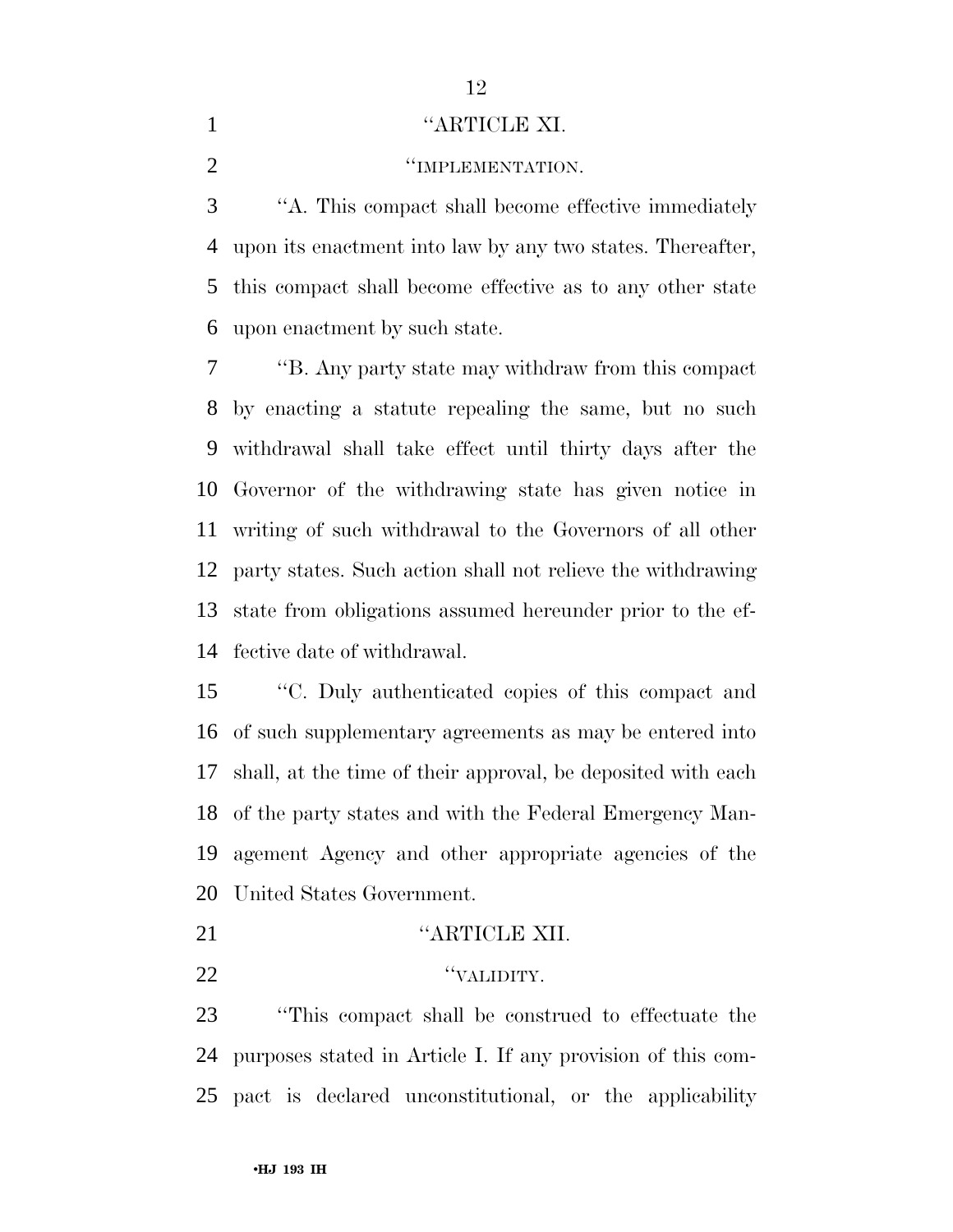"ARTICLE XI.

"IMPLEMENTATION.

"A. This compact shall become effective immediately upon its enactment into law by any two states. Thereafter, this compact shall become effective as to any other state upon enactment by such state.

"B. Any party state may withdraw from this compact by enacting a statute repealing the same, but no such withdrawal shall take effect until thirty days after the Governor of the withdrawing state has given notice in writing of such withdrawal to the Governors of all other party states. Such action shall not relieve the withdrawing state from obligations assumed hereunder prior to the effective date of withdrawal.

"C. Duly authenticated copies of this compact and of such supplementary agreements as may be entered into shall, at the time of their approval, be deposited with each of the party states and with the Federal Emergency Management Agency and other appropriate agencies of the United States Government.

"ARTICLE XII.

"VALIDITY.

"This compact shall be construed to effectuate the purposes stated in Article I. If any provision of this compact is declared unconstitutional, or the applicability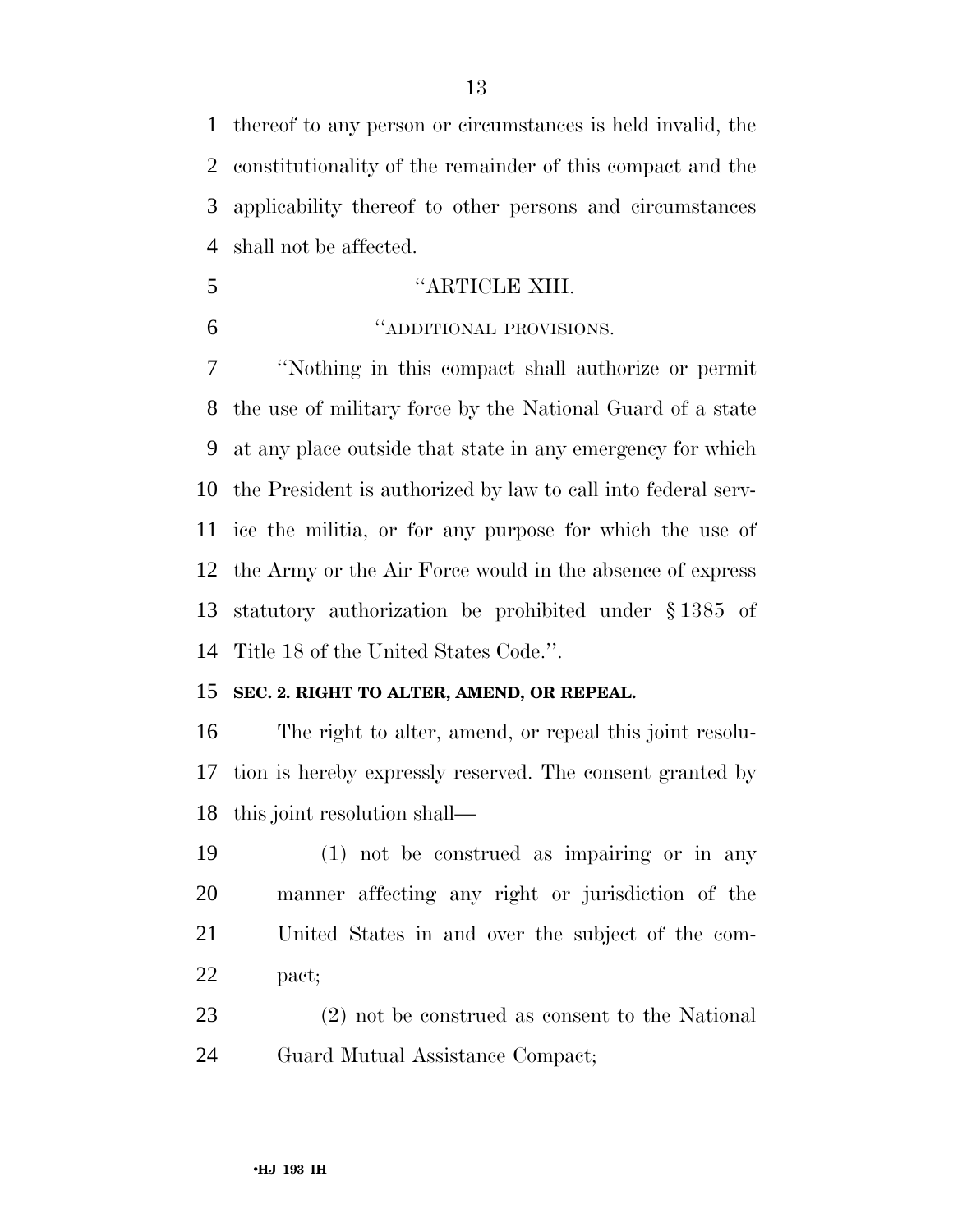thereof to any person or circumstances is held invalid, the constitutionality of the remainder of this compact and the applicability thereof to other persons and circumstances shall not be affected.

"ARTICLE XIII.

"ADDITIONAL PROVISIONS.

"Nothing in this compact shall authorize or permit the use of military force by the National Guard of a state at any place outside that state in any emergency for which the President is authorized by law to call into federal service the militia, or for any purpose for which the use of the Army or the Air Force would in the absence of express statutory authorization be prohibited under § 1385 of Title 18 of the United States Code.".

**SEC. 2. RIGHT TO ALTER, AMEND, OR REPEAL.**

The right to alter, amend, or repeal this joint resolution is hereby expressly reserved. The consent granted by this joint resolution shall—

(1) not be construed as impairing or in any manner affecting any right or jurisdiction of the United States in and over the subject of the compact;

(2) not be construed as consent to the National Guard Mutual Assistance Compact;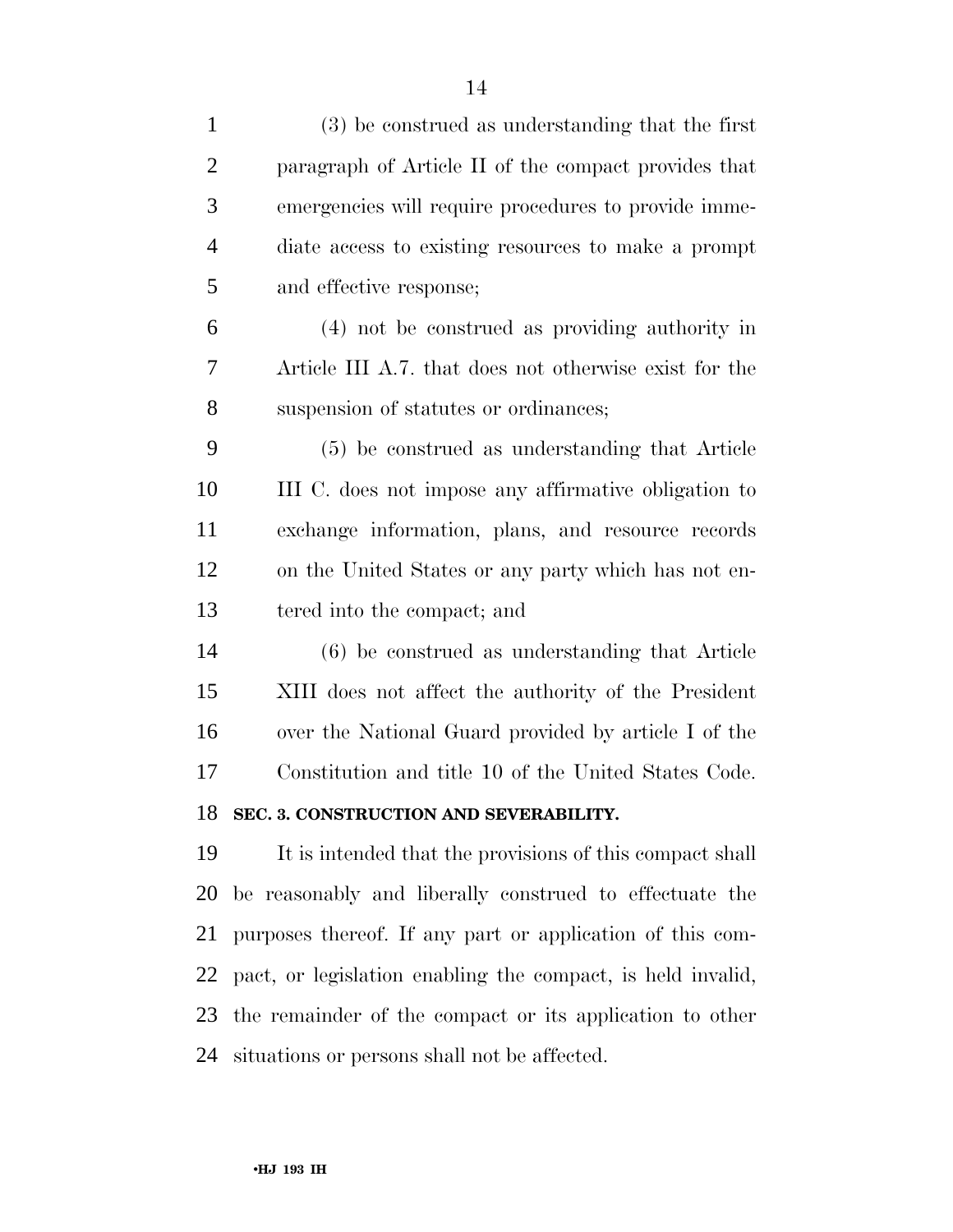(3) be construed as understanding that the first paragraph of Article II of the compact provides that emergencies will require procedures to provide immediate access to existing resources to make a prompt and effective response;

(4) not be construed as providing authority in Article III A.7. that does not otherwise exist for the suspension of statutes or ordinances;

(5) be construed as understanding that Article III C. does not impose any affirmative obligation to exchange information, plans, and resource records on the United States or any party which has not entered into the compact; and

(6) be construed as understanding that Article XIII does not affect the authority of the President over the National Guard provided by article I of the Constitution and title 10 of the United States Code.

**SEC. 3. CONSTRUCTION AND SEVERABILITY.**

It is intended that the provisions of this compact shall be reasonably and liberally construed to effectuate the purposes thereof. If any part or application of this compact, or legislation enabling the compact, is held invalid, the remainder of the compact or its application to other situations or persons shall not be affected.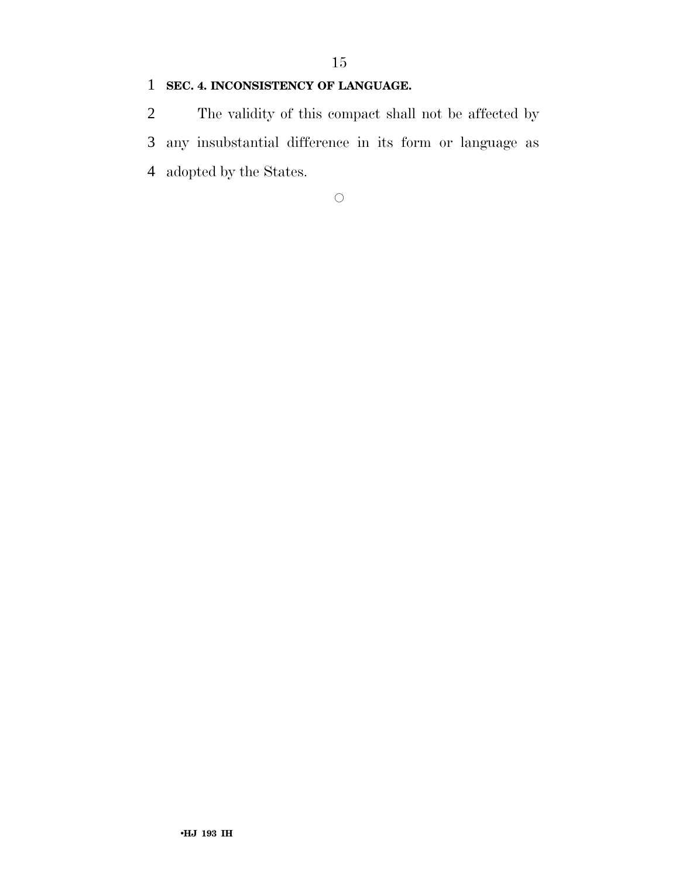**SEC. 4. INCONSISTENCY OF LANGUAGE.**

The validity of this compact shall not be affected by any insubstantial difference in its form or language as adopted by the States.

○